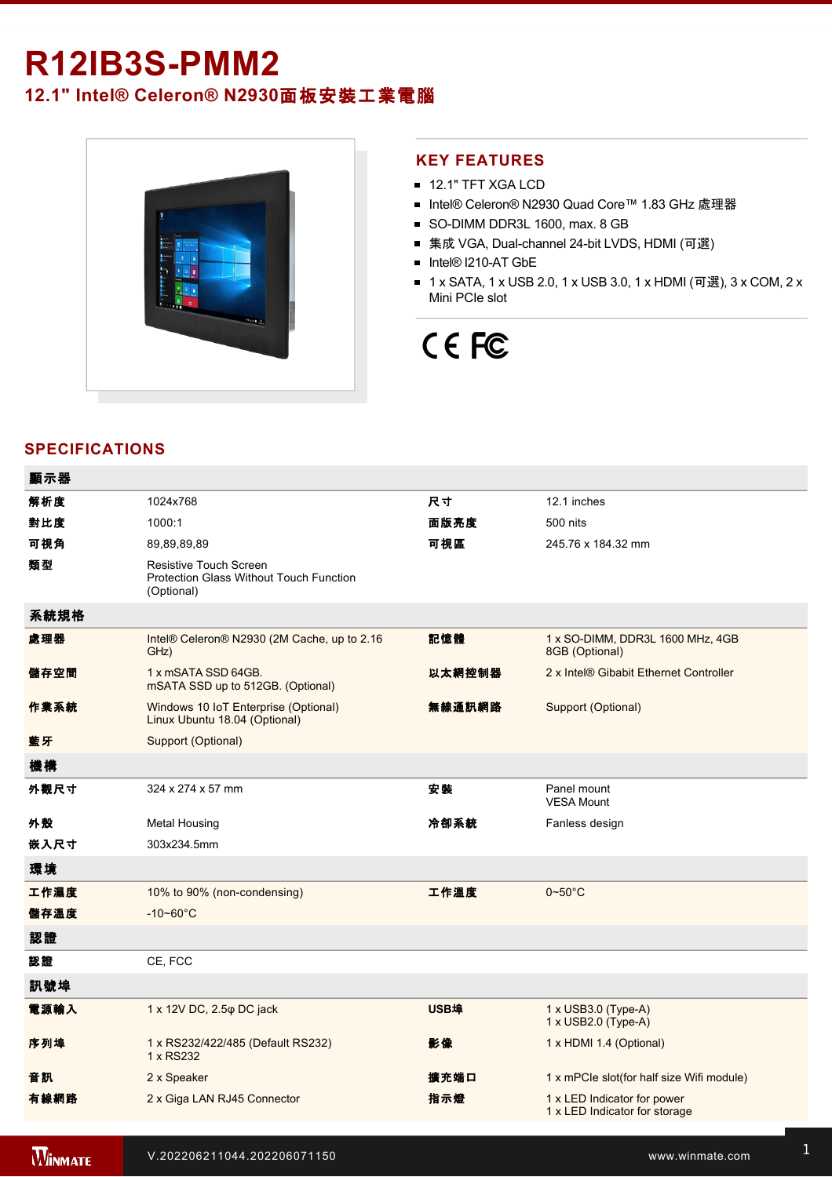# R12IB3S-PMM2

## 12.1" Intel® Celeron® N2930面板安裝工業電腦

## KEY FEATURES

- 12.1" TFT XGA LCD
- Intel® Celeron® N2930 Quad Core™ 1.83 GHz 處理器
- SO-DIMM DDR3L 1600, max. 8 GB
- 集成 VGA, Dual-channel 24-bit LVDS, HDMI (可選)
- Intel® I210-AT GbE
- 1 x SATA, 1 x USB 2.0, 1 x USB 3.0, 1 x HDMI (可選), 3 x COM, 2 x Mini PCIe slot

## SPECIFICATIONS

| **顯示器** | | | |
|---|---|---|---|
| **解析度** | 1024x768 | **尺寸** | 12.1 inches |
| **對比度** | 1000:1 | **面版亮度** | 500 nits |
| **可視角** | 89,89,89,89 | **可視區** | 245.76 x 184.32 mm |
| **類型** | Resistive Touch Screen<br>Protection Glass Without Touch Function (Optional) | | |
| **系統規格** | | | |
| **處理器** | Intel® Celeron® N2930 (2M Cache, up to 2.16 GHz) | **記憶體** | 1 x SO-DIMM, DDR3L 1600 MHz, 4GB<br>8GB (Optional) |
| **儲存空間** | 1 x mSATA SSD 64GB.<br>mSATA SSD up to 512GB. (Optional) | **以太網控制器** | 2 x Intel® Gibabit Ethernet Controller |
| **作業系統** | Windows 10 IoT Enterprise (Optional)<br>Linux Ubuntu 18.04 (Optional) | **無線通訊網路** | Support (Optional) |
| **藍牙** | Support (Optional) | | |
| **機構** | | | |
| **外觀尺寸** | 324 x 274 x 57 mm | **安裝** | Panel mount<br>VESA Mount |
| **外殼** | Metal Housing | **冷卻系統** | Fanless design |
| **嵌入尺寸** | 303x234.5mm | | |
| **環境** | | | |
| **工作濕度** | 10% to 90% (non-condensing) | **工作溫度** | 0~50°C |
| **儲存溫度** | -10~60°C | | |
| **認證** | | | |
| **認證** | CE, FCC | | |
| **訊號埠** | | | |
| **電源輸入** | 1 x 12V DC, 2.5φ DC jack | **USB埠** | 1 x USB3.0 (Type-A)<br>1 x USB2.0 (Type-A) |
| **序列埠** | 1 x RS232/422/485 (Default RS232)<br>1 x RS232 | **影像** | 1 x HDMI 1.4 (Optional) |
| **音訊** | 2 x Speaker | **擴充端口** | 1 x mPCIe slot(for half size Wifi module) |
| **有線網路** | 2 x Giga LAN RJ45 Connector | **指示燈** | 1 x LED Indicator for power<br>1 x LED Indicator for storage |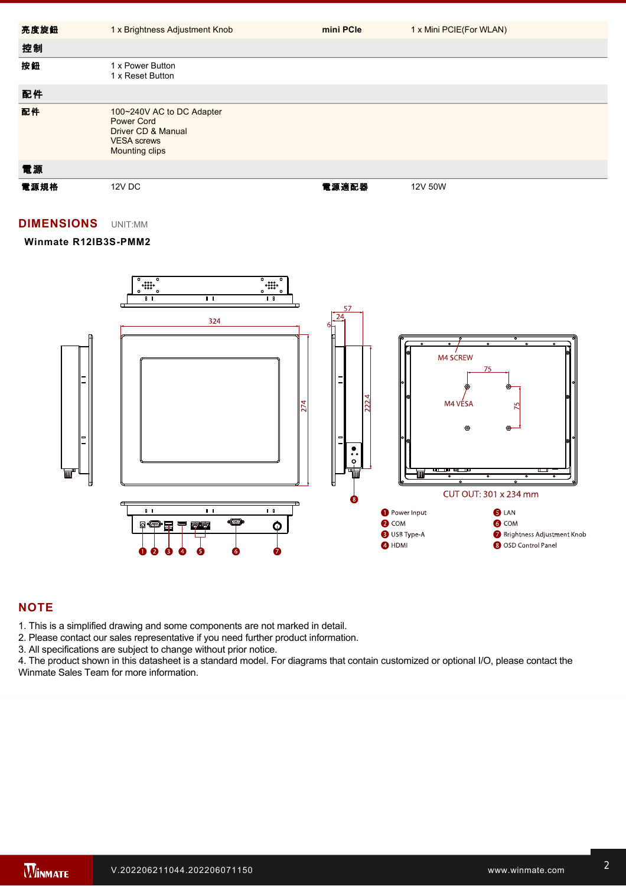| | | | |
|---|---|---|---|
| 亮度旋鈕 | 1 x Brightness Adjustment Knob | mini PCIe | 1 x Mini PCIE(For WLAN) |
| **控制** | | | |
| 按鈕 | 1 x Power Button<br>1 x Reset Button | | |
| **配件** | | | |
| 配件 | 100~240V AC to DC Adapter<br>Power Cord<br>Driver CD & Manual<br>VESA screws<br>Mounting clips | | |
| **電源** | | | |
| 電源規格 | 12V DC | 電源適配器 | 12V 50W |

## DIMENSIONS UNIT:MM

**Winmate R12IB3S-PMM2**

324

274

57

24

6

222.4

M4 SCREW

75

M4 VESA

75

CUT OUT: 301 x 234 mm

1 Power Input
2 COM
3 USB Type-A
4 HDMI
5 LAN
6 COM
7 Brightness Adjustment Knob
8 OSD Control Panel

## NOTE

1. This is a simplified drawing and some components are not marked in detail.
2. Please contact our sales representative if you need further product information.
3. All specifications are subject to change without prior notice.
4. The product shown in this datasheet is a standard model. For diagrams that contain customized or optional I/O, please contact the Winmate Sales Team for more information.